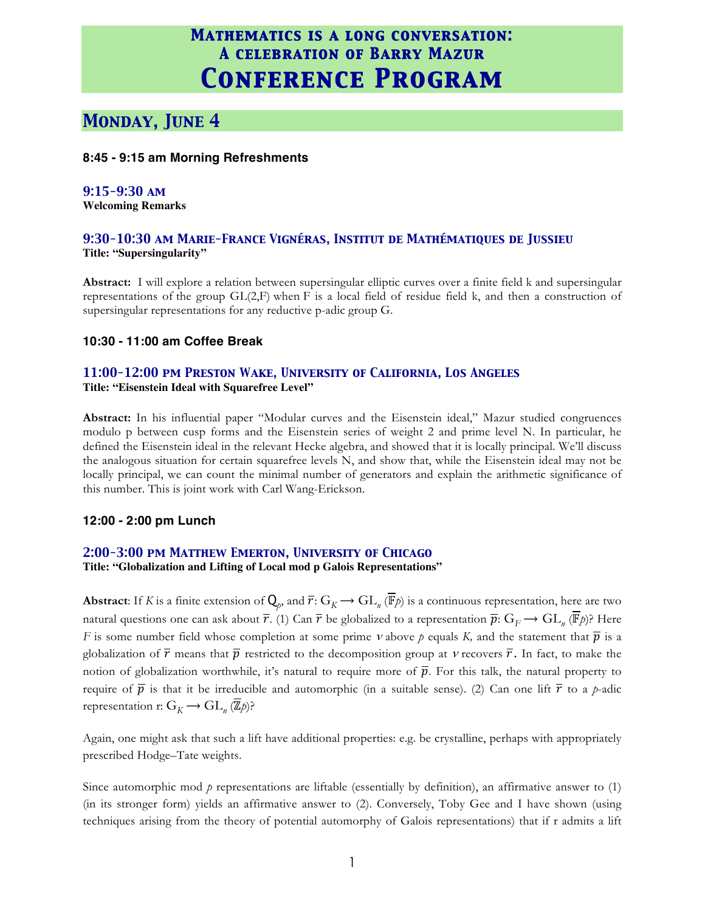# Mathematics is a long conversation: A celebration of Barry Mazur
# Conference Program

## Monday, June 4

**8:45 - 9:15 am Morning Refreshments**

### 9:15-9:30 am
**Welcoming Remarks**

### 9:30-10:30 am Marie-France Vignéras, Institut de Mathématiques de Jussieu
**Title: "Supersingularity"**

**Abstract:** I will explore a relation between supersingular elliptic curves over a finite field k and supersingular representations of the group GL(2,F) when F is a local field of residue field k, and then a construction of supersingular representations for any reductive p-adic group G.

**10:30 - 11:00 am Coffee Break**

### 11:00-12:00 pm Preston Wake, University of California, Los Angeles
**Title: "Eisenstein Ideal with Squarefree Level"**

**Abstract:** In his influential paper "Modular curves and the Eisenstein ideal," Mazur studied congruences modulo p between cusp forms and the Eisenstein series of weight 2 and prime level N. In particular, he defined the Eisenstein ideal in the relevant Hecke algebra, and showed that it is locally principal. We'll discuss the analogous situation for certain squarefree levels N, and show that, while the Eisenstein ideal may not be locally principal, we can count the minimal number of generators and explain the arithmetic significance of this number. This is joint work with Carl Wang-Erickson.

**12:00 - 2:00 pm Lunch**

### 2:00-3:00 pm Matthew Emerton, University of Chicago
**Title: "Globalization and Lifting of Local mod p Galois Representations"**

**Abstract**: If $K$ is a finite extension of $\mathbb{Q}_p$, and $\bar{r}: G_K \longrightarrow \mathrm{GL}_n(\overline{\mathbb{F}}_p)$ is a continuous representation, here are two natural questions one can ask about $\bar{r}$. (1) Can $\bar{r}$ be globalized to a representation $\bar{\rho}: G_F \longrightarrow \mathrm{GL}_n(\overline{\mathbb{F}}_p)$? Here $F$ is some number field whose completion at some prime $v$ above $p$ equals $K$, and the statement that $\bar{\rho}$ is a globalization of $\bar{r}$ means that $\bar{\rho}$ restricted to the decomposition group at $v$ recovers $\bar{r}$. In fact, to make the notion of globalization worthwhile, it's natural to require more of $\bar{\rho}$. For this talk, the natural property to require of $\bar{\rho}$ is that it be irreducible and automorphic (in a suitable sense). (2) Can one lift $\bar{r}$ to a $p$-adic representation r: $G_K \longrightarrow \mathrm{GL}_n(\overline{\mathbb{Z}}_p)$?

Again, one might ask that such a lift have additional properties: e.g. be crystalline, perhaps with appropriately prescribed Hodge–Tate weights.

Since automorphic mod $p$ representations are liftable (essentially by definition), an affirmative answer to (1) (in its stronger form) yields an affirmative answer to (2). Conversely, Toby Gee and I have shown (using techniques arising from the theory of potential automorphy of Galois representations) that if r admits a lift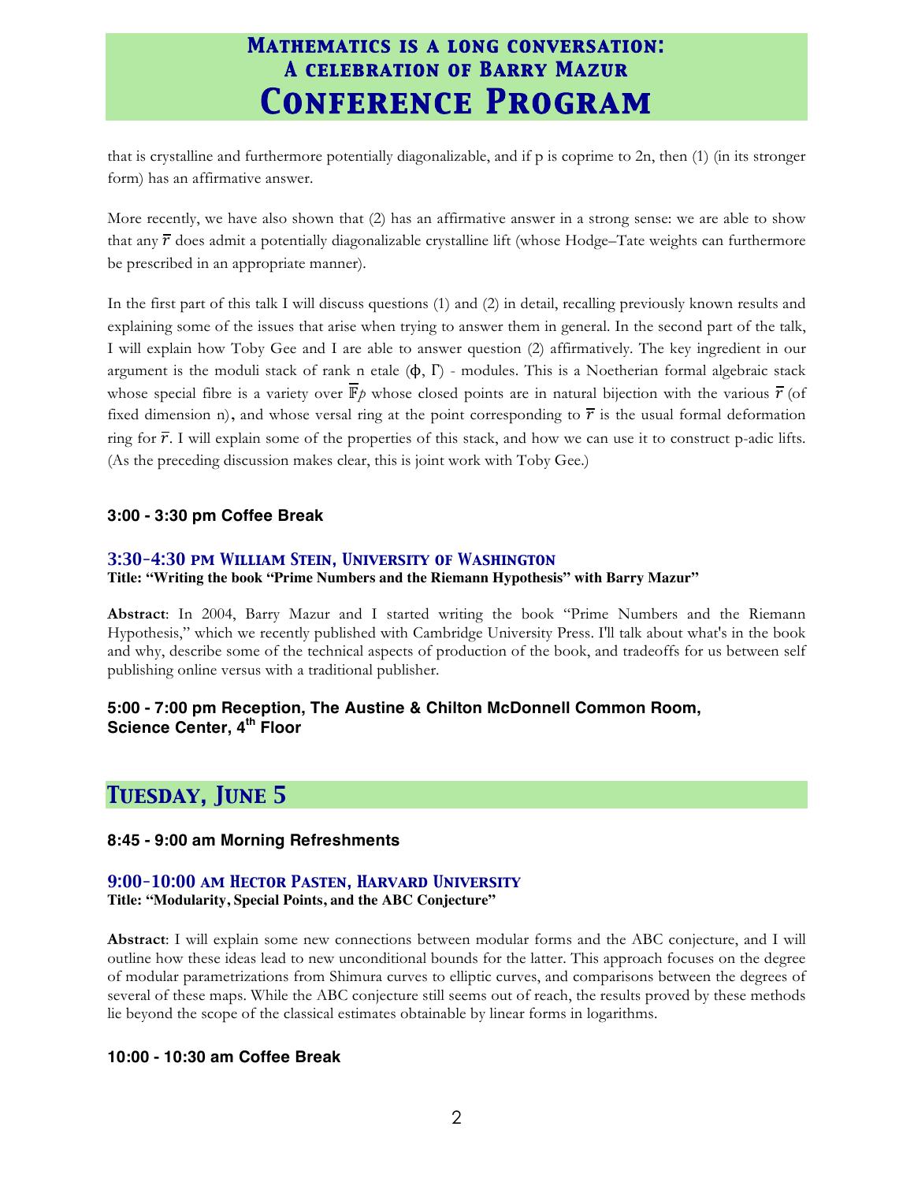# Mathematics is a long conversation: A celebration of Barry Mazur
# Conference Program

that is crystalline and furthermore potentially diagonalizable, and if p is coprime to 2n, then (1) (in its stronger form) has an affirmative answer.

More recently, we have also shown that (2) has an affirmative answer in a strong sense: we are able to show that any $\bar{r}$ does admit a potentially diagonalizable crystalline lift (whose Hodge–Tate weights can furthermore be prescribed in an appropriate manner).

In the first part of this talk I will discuss questions (1) and (2) in detail, recalling previously known results and explaining some of the issues that arise when trying to answer them in general. In the second part of the talk, I will explain how Toby Gee and I are able to answer question (2) affirmatively. The key ingredient in our argument is the moduli stack of rank n etale $(\phi, \Gamma)$ - modules. This is a Noetherian formal algebraic stack whose special fibre is a variety over $\overline{\mathbb{F}}_p$ whose closed points are in natural bijection with the various $\bar{r}$ (of fixed dimension n), and whose versal ring at the point corresponding to $\bar{r}$ is the usual formal deformation ring for $\bar{r}$. I will explain some of the properties of this stack, and how we can use it to construct p-adic lifts. (As the preceding discussion makes clear, this is joint work with Toby Gee.)

**3:00 - 3:30 pm Coffee Break**

### 3:30-4:30 pm William Stein, University of Washington
**Title: "Writing the book "Prime Numbers and the Riemann Hypothesis" with Barry Mazur"**

**Abstract**: In 2004, Barry Mazur and I started writing the book "Prime Numbers and the Riemann Hypothesis," which we recently published with Cambridge University Press. I'll talk about what's in the book and why, describe some of the technical aspects of production of the book, and tradeoffs for us between self publishing online versus with a traditional publisher.

**5:00 - 7:00 pm Reception, The Austine & Chilton McDonnell Common Room, Science Center, 4th Floor**

## Tuesday, June 5

**8:45 - 9:00 am Morning Refreshments**

### 9:00-10:00 am Hector Pasten, Harvard University
**Title: "Modularity, Special Points, and the ABC Conjecture"**

**Abstract**: I will explain some new connections between modular forms and the ABC conjecture, and I will outline how these ideas lead to new unconditional bounds for the latter. This approach focuses on the degree of modular parametrizations from Shimura curves to elliptic curves, and comparisons between the degrees of several of these maps. While the ABC conjecture still seems out of reach, the results proved by these methods lie beyond the scope of the classical estimates obtainable by linear forms in logarithms.

**10:00 - 10:30 am Coffee Break**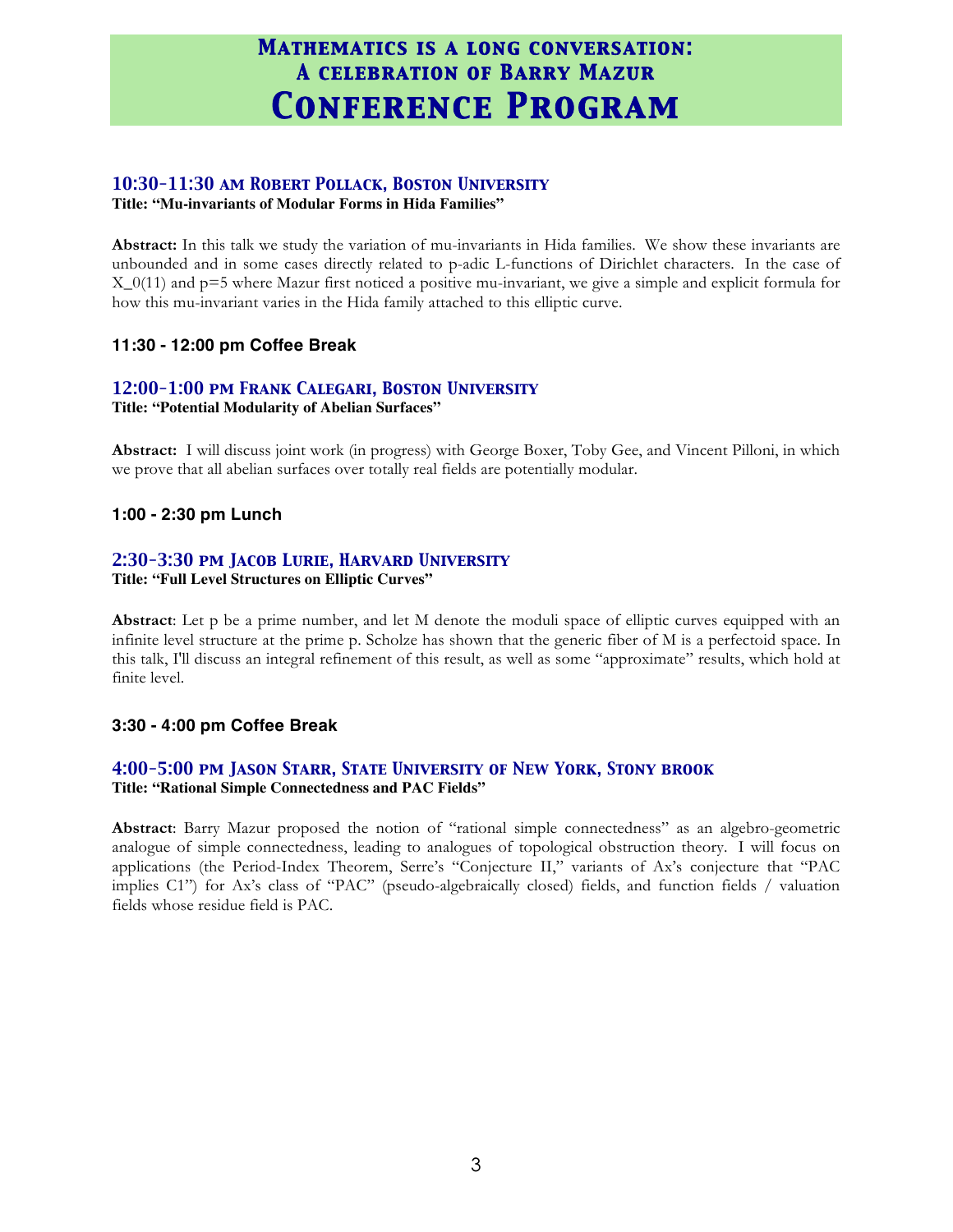# Mathematics is a long conversation: A celebration of Barry Mazur
# Conference Program

### 10:30-11:30 am Robert Pollack, Boston University

**Title: "Mu-invariants of Modular Forms in Hida Families"**

**Abstract:** In this talk we study the variation of mu-invariants in Hida families. We show these invariants are unbounded and in some cases directly related to p-adic L-functions of Dirichlet characters. In the case of X_0(11) and p=5 where Mazur first noticed a positive mu-invariant, we give a simple and explicit formula for how this mu-invariant varies in the Hida family attached to this elliptic curve.

**11:30 - 12:00 pm Coffee Break**

### 12:00-1:00 pm Frank Calegari, Boston University

**Title: "Potential Modularity of Abelian Surfaces"**

**Abstract:** I will discuss joint work (in progress) with George Boxer, Toby Gee, and Vincent Pilloni, in which we prove that all abelian surfaces over totally real fields are potentially modular.

**1:00 - 2:30 pm Lunch**

### 2:30-3:30 pm Jacob Lurie, Harvard University

**Title: "Full Level Structures on Elliptic Curves"**

**Abstract**: Let p be a prime number, and let M denote the moduli space of elliptic curves equipped with an infinite level structure at the prime p. Scholze has shown that the generic fiber of M is a perfectoid space. In this talk, I'll discuss an integral refinement of this result, as well as some "approximate" results, which hold at finite level.

**3:30 - 4:00 pm Coffee Break**

### 4:00-5:00 pm Jason Starr, State University of New York, Stony brook

**Title: "Rational Simple Connectedness and PAC Fields"**

**Abstract**: Barry Mazur proposed the notion of "rational simple connectedness" as an algebro-geometric analogue of simple connectedness, leading to analogues of topological obstruction theory. I will focus on applications (the Period-Index Theorem, Serre's "Conjecture II," variants of Ax's conjecture that "PAC implies C1") for Ax's class of "PAC" (pseudo-algebraically closed) fields, and function fields / valuation fields whose residue field is PAC.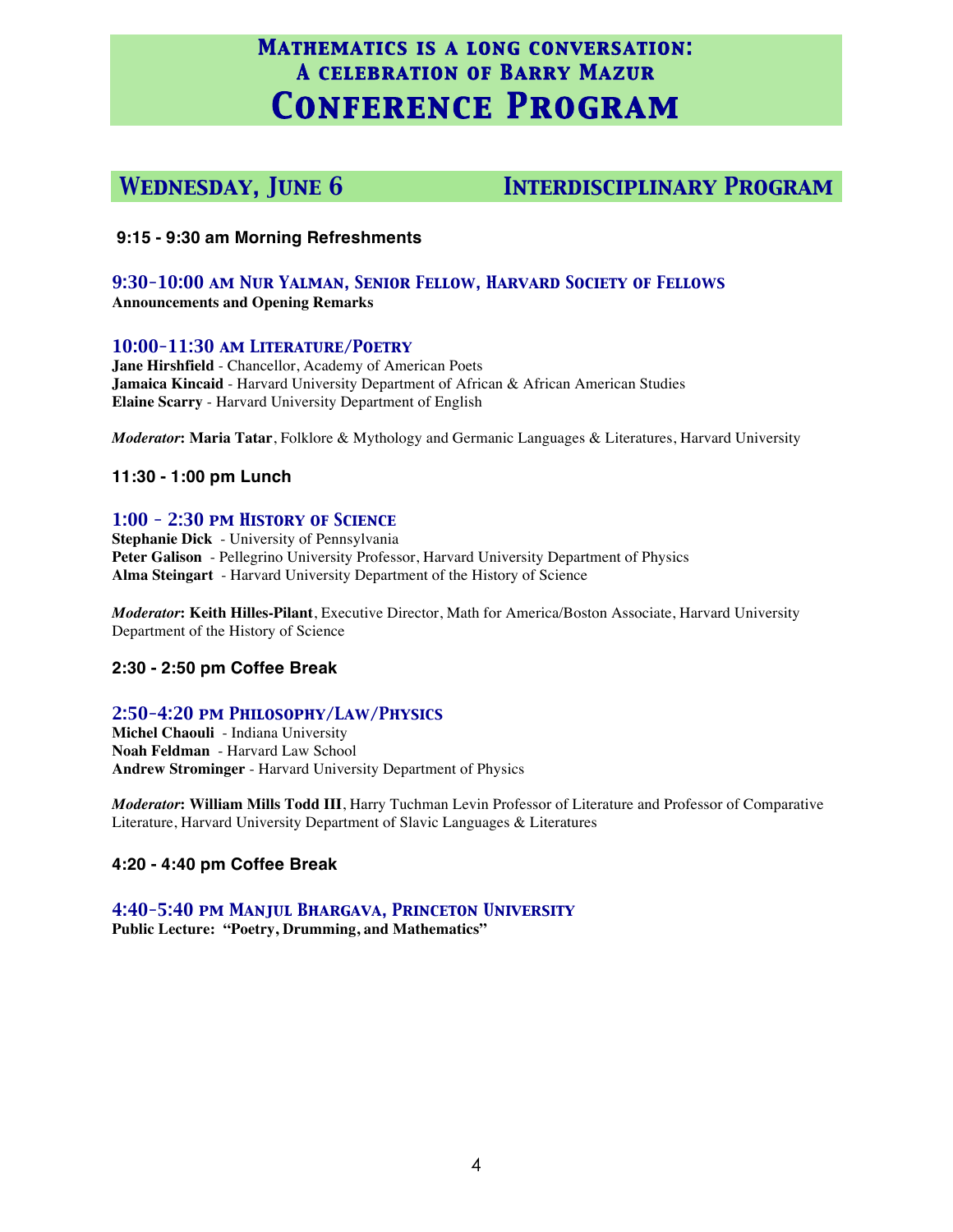# Mathematics is a long conversation: A celebration of Barry Mazur
# Conference Program

## Wednesday, June 6 — Interdisciplinary Program

**9:15 - 9:30 am Morning Refreshments**

### 9:30-10:00 am Nur Yalman, Senior Fellow, Harvard Society of Fellows

**Announcements and Opening Remarks**

### 10:00-11:30 am Literature/Poetry

**Jane Hirshfield** - Chancellor, Academy of American Poets
**Jamaica Kincaid** - Harvard University Department of African & African American Studies
**Elaine Scarry** - Harvard University Department of English

***Moderator*: Maria Tatar**, Folklore & Mythology and Germanic Languages & Literatures, Harvard University

**11:30 - 1:00 pm Lunch**

### 1:00 - 2:30 pm History of Science

**Stephanie Dick** - University of Pennsylvania
**Peter Galison** - Pellegrino University Professor, Harvard University Department of Physics
**Alma Steingart** - Harvard University Department of the History of Science

***Moderator*: Keith Hilles-Pilant**, Executive Director, Math for America/Boston Associate, Harvard University Department of the History of Science

**2:30 - 2:50 pm Coffee Break**

### 2:50-4:20 pm Philosophy/Law/Physics

**Michel Chaouli** - Indiana University
**Noah Feldman** - Harvard Law School
**Andrew Strominger** - Harvard University Department of Physics

***Moderator*: William Mills Todd III**, Harry Tuchman Levin Professor of Literature and Professor of Comparative Literature, Harvard University Department of Slavic Languages & Literatures

**4:20 - 4:40 pm Coffee Break**

### 4:40-5:40 pm Manjul Bhargava, Princeton University

**Public Lecture: "Poetry, Drumming, and Mathematics"**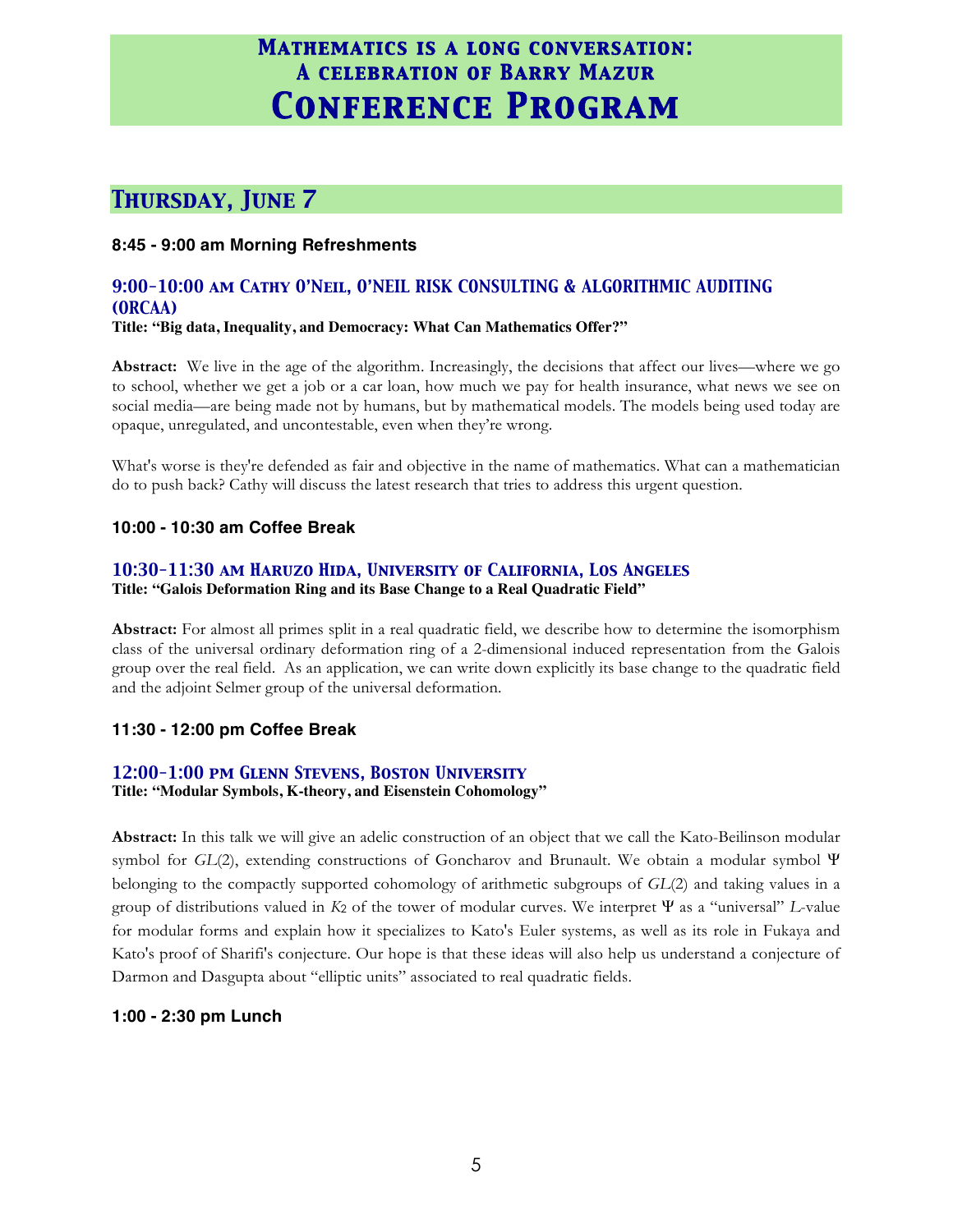# Mathematics is a long conversation: A celebration of Barry Mazur

# Conference Program

## Thursday, June 7

**8:45 - 9:00 am Morning Refreshments**

### 9:00-10:00 am Cathy O'Neil, O'NEIL RISK CONSULTING & ALGORITHMIC AUDITING (ORCAA)

**Title: "Big data, Inequality, and Democracy: What Can Mathematics Offer?"**

**Abstract:** We live in the age of the algorithm. Increasingly, the decisions that affect our lives—where we go to school, whether we get a job or a car loan, how much we pay for health insurance, what news we see on social media—are being made not by humans, but by mathematical models. The models being used today are opaque, unregulated, and uncontestable, even when they're wrong.

What's worse is they're defended as fair and objective in the name of mathematics. What can a mathematician do to push back? Cathy will discuss the latest research that tries to address this urgent question.

**10:00 - 10:30 am Coffee Break**

### 10:30-11:30 am Haruzo Hida, University of California, Los Angeles

**Title: "Galois Deformation Ring and its Base Change to a Real Quadratic Field"**

**Abstract:** For almost all primes split in a real quadratic field, we describe how to determine the isomorphism class of the universal ordinary deformation ring of a 2-dimensional induced representation from the Galois group over the real field. As an application, we can write down explicitly its base change to the quadratic field and the adjoint Selmer group of the universal deformation.

**11:30 - 12:00 pm Coffee Break**

### 12:00-1:00 pm Glenn Stevens, Boston University

**Title: "Modular Symbols, K-theory, and Eisenstein Cohomology"**

**Abstract:** In this talk we will give an adelic construction of an object that we call the Kato-Beilinson modular symbol for $GL(2)$, extending constructions of Goncharov and Brunault. We obtain a modular symbol $\Psi$ belonging to the compactly supported cohomology of arithmetic subgroups of $GL(2)$ and taking values in a group of distributions valued in $K_2$ of the tower of modular curves. We interpret $\Psi$ as a "universal" $L$-value for modular forms and explain how it specializes to Kato's Euler systems, as well as its role in Fukaya and Kato's proof of Sharifi's conjecture. Our hope is that these ideas will also help us understand a conjecture of Darmon and Dasgupta about "elliptic units" associated to real quadratic fields.

**1:00 - 2:30 pm Lunch**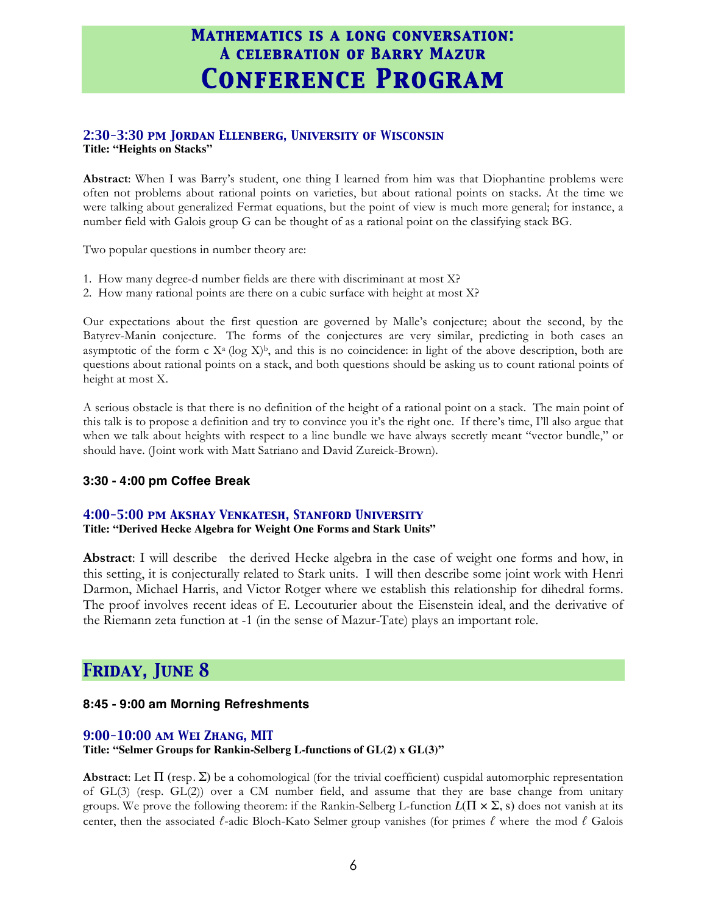# Mathematics is a long conversation: A celebration of Barry Mazur
# Conference Program

### 2:30-3:30 pm Jordan Ellenberg, University of Wisconsin
**Title: "Heights on Stacks"**

**Abstract**: When I was Barry's student, one thing I learned from him was that Diophantine problems were often not problems about rational points on varieties, but about rational points on stacks. At the time we were talking about generalized Fermat equations, but the point of view is much more general; for instance, a number field with Galois group G can be thought of as a rational point on the classifying stack BG.

Two popular questions in number theory are:

1. How many degree-d number fields are there with discriminant at most X?
2. How many rational points are there on a cubic surface with height at most X?

Our expectations about the first question are governed by Malle's conjecture; about the second, by the Batyrev-Manin conjecture. The forms of the conjectures are very similar, predicting in both cases an asymptotic of the form $c X^a (\log X)^b$, and this is no coincidence: in light of the above description, both are questions about rational points on a stack, and both questions should be asking us to count rational points of height at most X.

A serious obstacle is that there is no definition of the height of a rational point on a stack. The main point of this talk is to propose a definition and try to convince you it's the right one. If there's time, I'll also argue that when we talk about heights with respect to a line bundle we have always secretly meant "vector bundle," or should have. (Joint work with Matt Satriano and David Zureick-Brown).

**3:30 - 4:00 pm Coffee Break**

### 4:00-5:00 pm Akshay Venkatesh, Stanford University
**Title: "Derived Hecke Algebra for Weight One Forms and Stark Units"**

**Abstract**: I will describe the derived Hecke algebra in the case of weight one forms and how, in this setting, it is conjecturally related to Stark units. I will then describe some joint work with Henri Darmon, Michael Harris, and Victor Rotger where we establish this relationship for dihedral forms. The proof involves recent ideas of E. Lecouturier about the Eisenstein ideal, and the derivative of the Riemann zeta function at -1 (in the sense of Mazur-Tate) plays an important role.

## Friday, June 8

**8:45 - 9:00 am Morning Refreshments**

### 9:00-10:00 am Wei Zhang, MIT
**Title: "Selmer Groups for Rankin-Selberg L-functions of GL(2) x GL(3)"**

**Abstract**: Let $\Pi$ (resp. $\Sigma$) be a cohomological (for the trivial coefficient) cuspidal automorphic representation of GL(3) (resp. GL(2)) over a CM number field, and assume that they are base change from unitary groups. We prove the following theorem: if the Rankin-Selberg L-function $L(\Pi \times \Sigma, s)$ does not vanish at its center, then the associated $\ell$-adic Bloch-Kato Selmer group vanishes (for primes $\ell$ where the mod $\ell$ Galois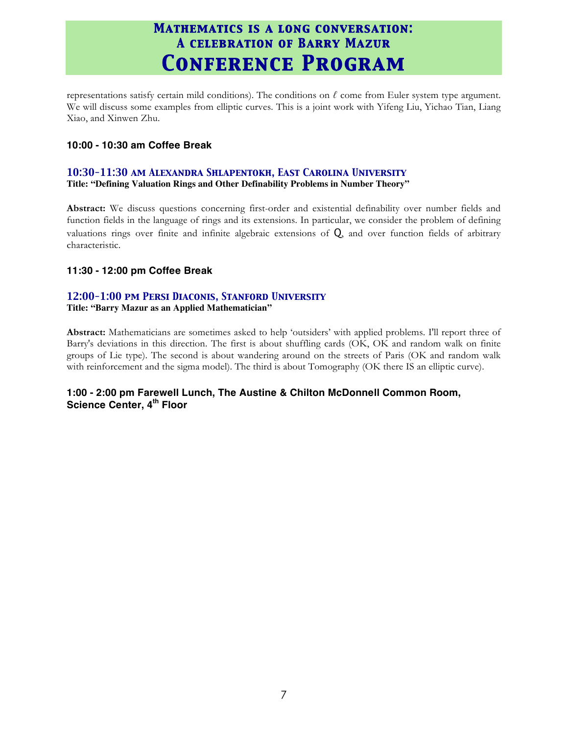# Mathematics is a long conversation: A celebration of Barry Mazur
# Conference Program

representations satisfy certain mild conditions). The conditions on $\ell$ come from Euler system type argument. We will discuss some examples from elliptic curves. This is a joint work with Yifeng Liu, Yichao Tian, Liang Xiao, and Xinwen Zhu.

**10:00 - 10:30 am Coffee Break**

### 10:30-11:30 am Alexandra Shlapentokh, East Carolina University

**Title: "Defining Valuation Rings and Other Definability Problems in Number Theory"**

**Abstract:** We discuss questions concerning first-order and existential definability over number fields and function fields in the language of rings and its extensions. In particular, we consider the problem of defining valuations rings over finite and infinite algebraic extensions of Q, and over function fields of arbitrary characteristic.

**11:30 - 12:00 pm Coffee Break**

### 12:00-1:00 pm Persi Diaconis, Stanford University

**Title: "Barry Mazur as an Applied Mathematician"**

**Abstract:** Mathematicians are sometimes asked to help 'outsiders' with applied problems. I'll report three of Barry's deviations in this direction. The first is about shuffling cards (OK, OK and random walk on finite groups of Lie type). The second is about wandering around on the streets of Paris (OK and random walk with reinforcement and the sigma model). The third is about Tomography (OK there IS an elliptic curve).

**1:00 - 2:00 pm Farewell Lunch, The Austine & Chilton McDonnell Common Room, Science Center, 4th Floor**